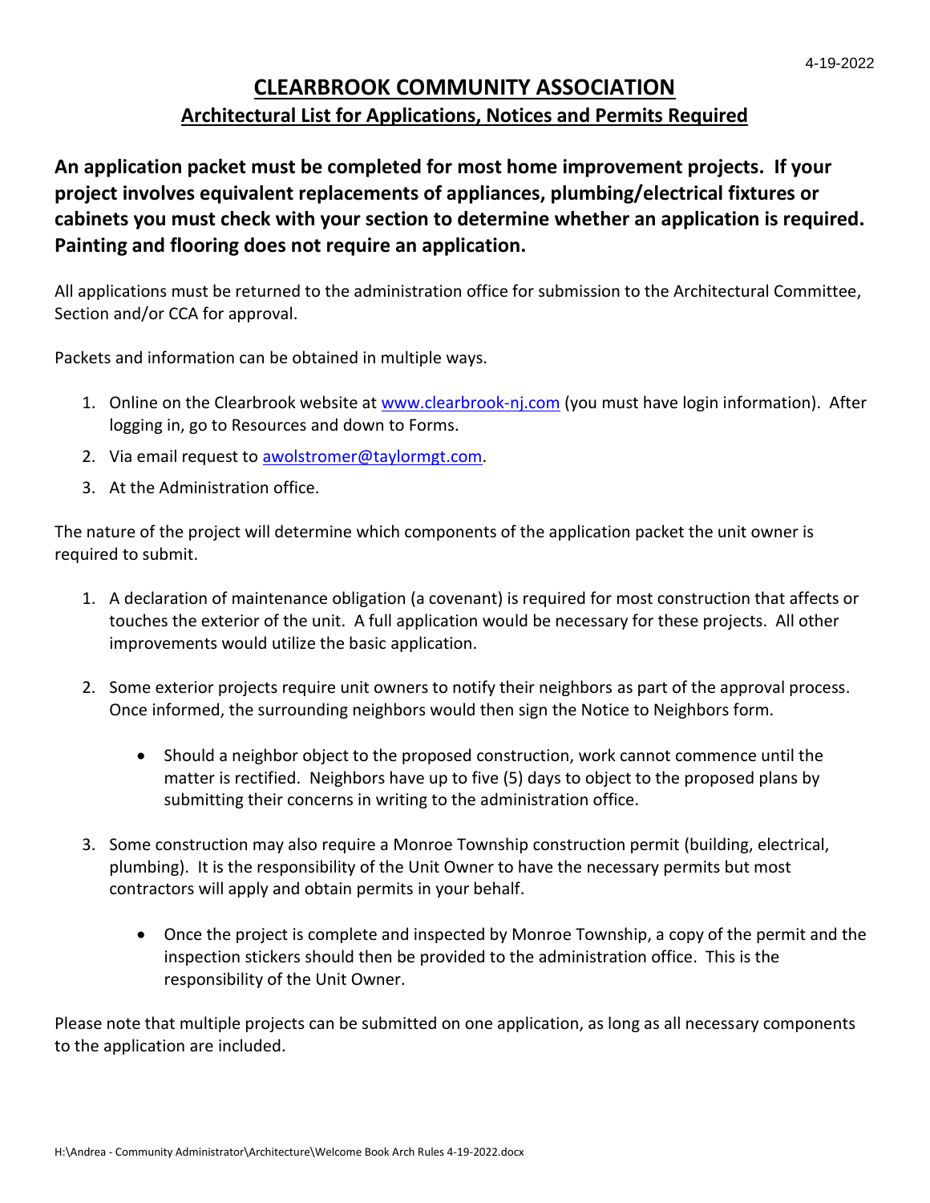4-19-2022

# CLEARBROOK COMMUNITY ASSOCIATION

## Architectural List for Applications, Notices and Permits Required

**An application packet must be completed for most home improvement projects. If your project involves equivalent replacements of appliances, plumbing/electrical fixtures or cabinets you must check with your section to determine whether an application is required. Painting and flooring does not require an application.**

All applications must be returned to the administration office for submission to the Architectural Committee, Section and/or CCA for approval.

Packets and information can be obtained in multiple ways.

1. Online on the Clearbrook website at [www.clearbrook-nj.com](http://www.clearbrook-nj.com) (you must have login information). After logging in, go to Resources and down to Forms.
2. Via email request to [awolstromer@taylormgt.com](mailto:awolstromer@taylormgt.com).
3. At the Administration office.

The nature of the project will determine which components of the application packet the unit owner is required to submit.

1. A declaration of maintenance obligation (a covenant) is required for most construction that affects or touches the exterior of the unit. A full application would be necessary for these projects. All other improvements would utilize the basic application.

2. Some exterior projects require unit owners to notify their neighbors as part of the approval process. Once informed, the surrounding neighbors would then sign the Notice to Neighbors form.

   - Should a neighbor object to the proposed construction, work cannot commence until the matter is rectified. Neighbors have up to five (5) days to object to the proposed plans by submitting their concerns in writing to the administration office.

3. Some construction may also require a Monroe Township construction permit (building, electrical, plumbing). It is the responsibility of the Unit Owner to have the necessary permits but most contractors will apply and obtain permits in your behalf.

   - Once the project is complete and inspected by Monroe Township, a copy of the permit and the inspection stickers should then be provided to the administration office. This is the responsibility of the Unit Owner.

Please note that multiple projects can be submitted on one application, as long as all necessary components to the application are included.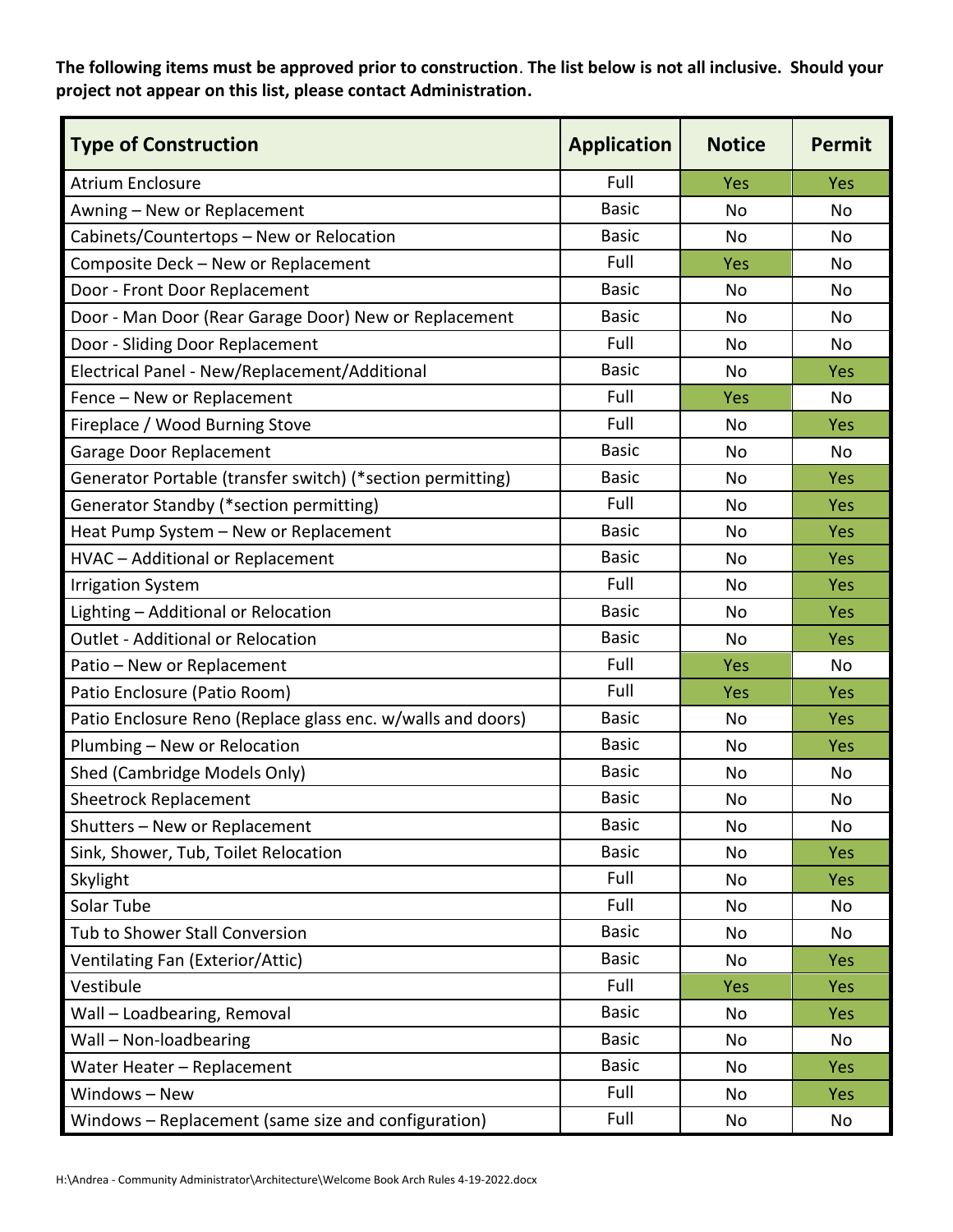**The following items must be approved prior to construction**. **The list below is not all inclusive. Should your project not appear on this list, please contact Administration.**

| Type of Construction | Application | Notice | Permit |
|---|---|---|---|
| Atrium Enclosure | Full | Yes | Yes |
| Awning – New or Replacement | Basic | No | No |
| Cabinets/Countertops – New or Relocation | Basic | No | No |
| Composite Deck – New or Replacement | Full | Yes | No |
| Door - Front Door Replacement | Basic | No | No |
| Door - Man Door (Rear Garage Door) New or Replacement | Basic | No | No |
| Door - Sliding Door Replacement | Full | No | No |
| Electrical Panel - New/Replacement/Additional | Basic | No | Yes |
| Fence – New or Replacement | Full | Yes | No |
| Fireplace / Wood Burning Stove | Full | No | Yes |
| Garage Door Replacement | Basic | No | No |
| Generator Portable (transfer switch) (*section permitting) | Basic | No | Yes |
| Generator Standby (*section permitting) | Full | No | Yes |
| Heat Pump System – New or Replacement | Basic | No | Yes |
| HVAC – Additional or Replacement | Basic | No | Yes |
| Irrigation System | Full | No | Yes |
| Lighting – Additional or Relocation | Basic | No | Yes |
| Outlet - Additional or Relocation | Basic | No | Yes |
| Patio – New or Replacement | Full | Yes | No |
| Patio Enclosure (Patio Room) | Full | Yes | Yes |
| Patio Enclosure Reno (Replace glass enc. w/walls and doors) | Basic | No | Yes |
| Plumbing – New or Relocation | Basic | No | Yes |
| Shed (Cambridge Models Only) | Basic | No | No |
| Sheetrock Replacement | Basic | No | No |
| Shutters – New or Replacement | Basic | No | No |
| Sink, Shower, Tub, Toilet Relocation | Basic | No | Yes |
| Skylight | Full | No | Yes |
| Solar Tube | Full | No | No |
| Tub to Shower Stall Conversion | Basic | No | No |
| Ventilating Fan (Exterior/Attic) | Basic | No | Yes |
| Vestibule | Full | Yes | Yes |
| Wall – Loadbearing, Removal | Basic | No | Yes |
| Wall – Non-loadbearing | Basic | No | No |
| Water Heater – Replacement | Basic | No | Yes |
| Windows – New | Full | No | Yes |
| Windows – Replacement (same size and configuration) | Full | No | No |

H:\Andrea - Community Administrator\Architecture\Welcome Book Arch Rules 4-19-2022.docx